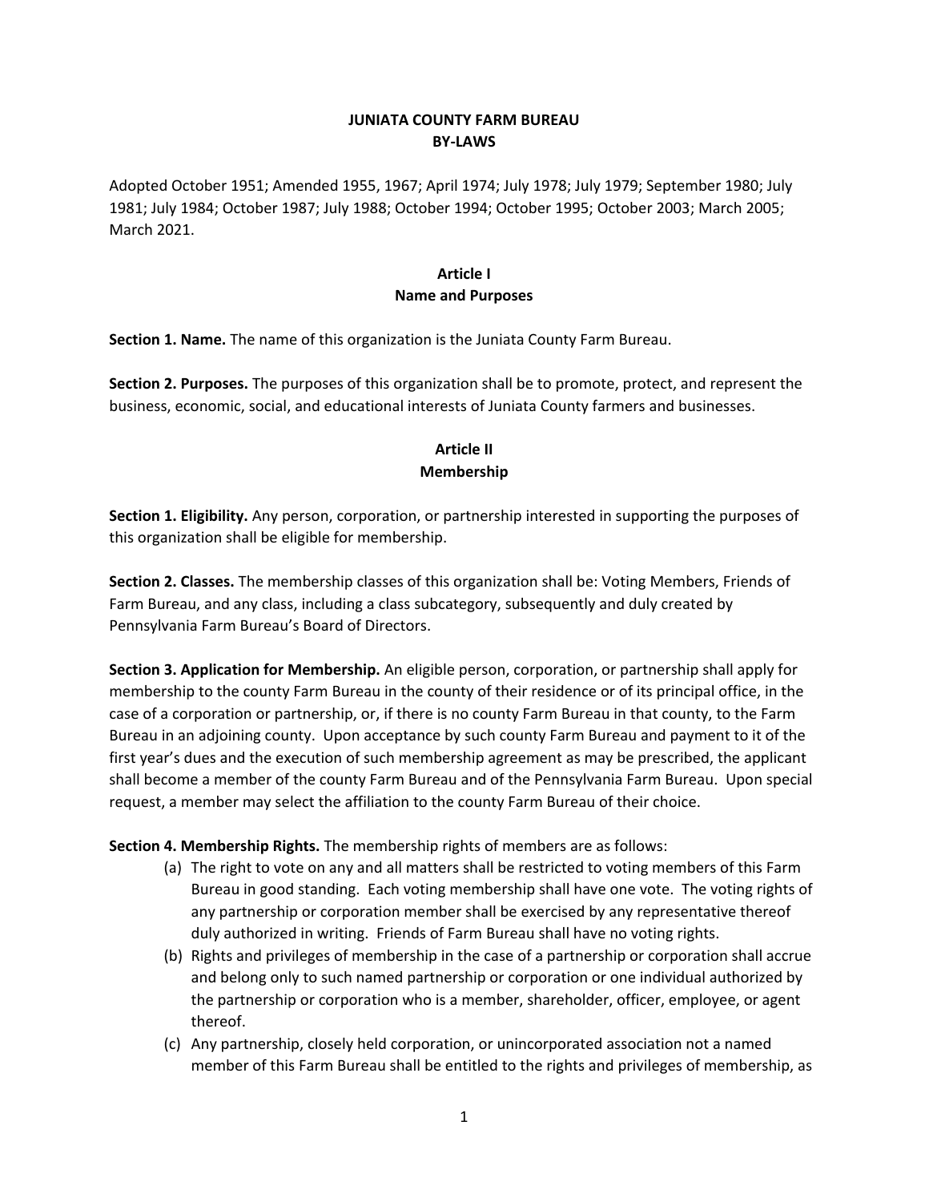# JUNIATA COUNTY FARM BUREAU
# BY-LAWS

Adopted October 1951; Amended 1955, 1967; April 1974; July 1978; July 1979; September 1980; July 1981; July 1984; October 1987; July 1988; October 1994; October 1995; October 2003; March 2005; March 2021.

## Article I
## Name and Purposes

**Section 1. Name.** The name of this organization is the Juniata County Farm Bureau.

**Section 2. Purposes.** The purposes of this organization shall be to promote, protect, and represent the business, economic, social, and educational interests of Juniata County farmers and businesses.

## Article II
## Membership

**Section 1. Eligibility.** Any person, corporation, or partnership interested in supporting the purposes of this organization shall be eligible for membership.

**Section 2. Classes.** The membership classes of this organization shall be: Voting Members, Friends of Farm Bureau, and any class, including a class subcategory, subsequently and duly created by Pennsylvania Farm Bureau's Board of Directors.

**Section 3. Application for Membership.** An eligible person, corporation, or partnership shall apply for membership to the county Farm Bureau in the county of their residence or of its principal office, in the case of a corporation or partnership, or, if there is no county Farm Bureau in that county, to the Farm Bureau in an adjoining county. Upon acceptance by such county Farm Bureau and payment to it of the first year's dues and the execution of such membership agreement as may be prescribed, the applicant shall become a member of the county Farm Bureau and of the Pennsylvania Farm Bureau. Upon special request, a member may select the affiliation to the county Farm Bureau of their choice.

**Section 4. Membership Rights.** The membership rights of members are as follows:

(a) The right to vote on any and all matters shall be restricted to voting members of this Farm Bureau in good standing. Each voting membership shall have one vote. The voting rights of any partnership or corporation member shall be exercised by any representative thereof duly authorized in writing. Friends of Farm Bureau shall have no voting rights.

(b) Rights and privileges of membership in the case of a partnership or corporation shall accrue and belong only to such named partnership or corporation or one individual authorized by the partnership or corporation who is a member, shareholder, officer, employee, or agent thereof.

(c) Any partnership, closely held corporation, or unincorporated association not a named member of this Farm Bureau shall be entitled to the rights and privileges of membership, as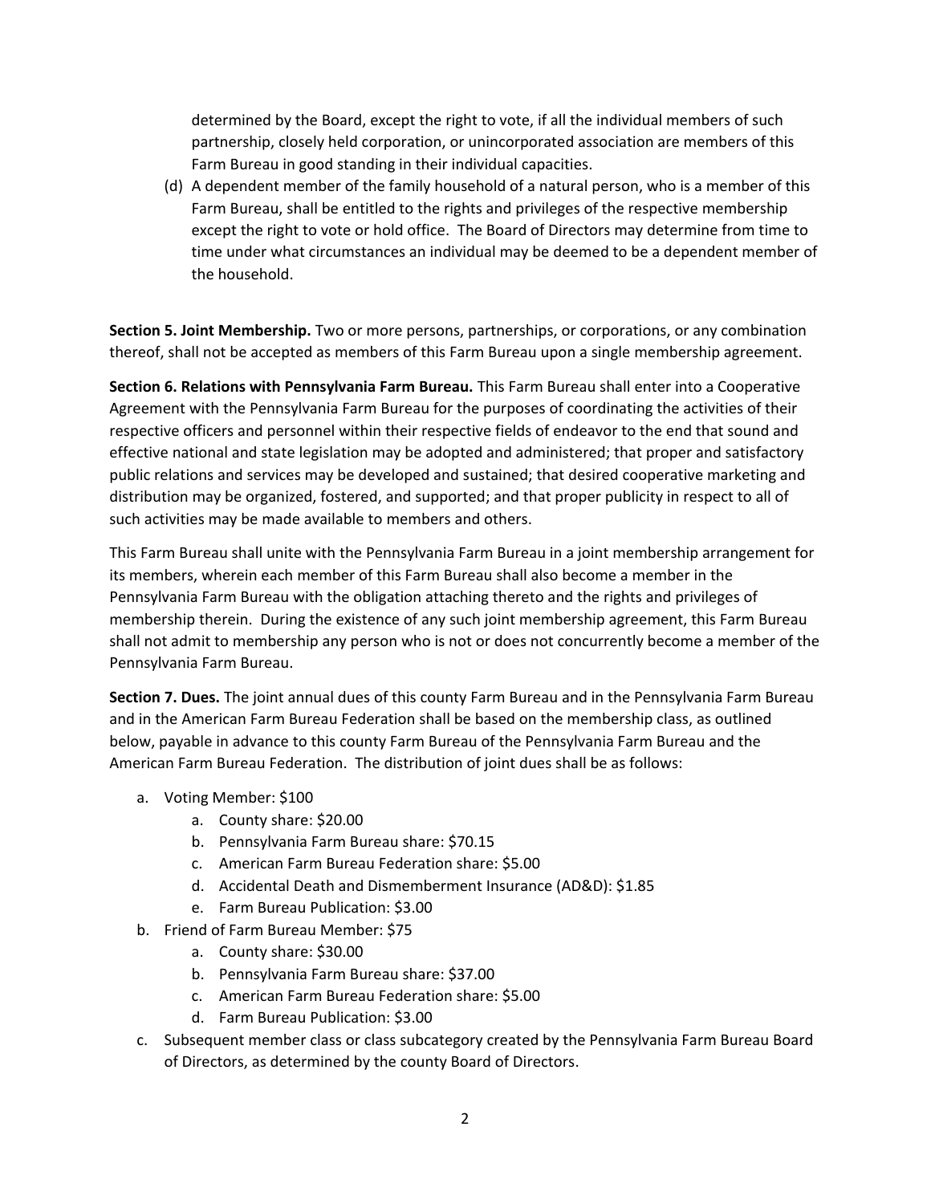determined by the Board, except the right to vote, if all the individual members of such partnership, closely held corporation, or unincorporated association are members of this Farm Bureau in good standing in their individual capacities.

(d) A dependent member of the family household of a natural person, who is a member of this Farm Bureau, shall be entitled to the rights and privileges of the respective membership except the right to vote or hold office. The Board of Directors may determine from time to time under what circumstances an individual may be deemed to be a dependent member of the household.

**Section 5. Joint Membership.** Two or more persons, partnerships, or corporations, or any combination thereof, shall not be accepted as members of this Farm Bureau upon a single membership agreement.

**Section 6. Relations with Pennsylvania Farm Bureau.** This Farm Bureau shall enter into a Cooperative Agreement with the Pennsylvania Farm Bureau for the purposes of coordinating the activities of their respective officers and personnel within their respective fields of endeavor to the end that sound and effective national and state legislation may be adopted and administered; that proper and satisfactory public relations and services may be developed and sustained; that desired cooperative marketing and distribution may be organized, fostered, and supported; and that proper publicity in respect to all of such activities may be made available to members and others.

This Farm Bureau shall unite with the Pennsylvania Farm Bureau in a joint membership arrangement for its members, wherein each member of this Farm Bureau shall also become a member in the Pennsylvania Farm Bureau with the obligation attaching thereto and the rights and privileges of membership therein. During the existence of any such joint membership agreement, this Farm Bureau shall not admit to membership any person who is not or does not concurrently become a member of the Pennsylvania Farm Bureau.

**Section 7. Dues.** The joint annual dues of this county Farm Bureau and in the Pennsylvania Farm Bureau and in the American Farm Bureau Federation shall be based on the membership class, as outlined below, payable in advance to this county Farm Bureau of the Pennsylvania Farm Bureau and the American Farm Bureau Federation. The distribution of joint dues shall be as follows:

a. Voting Member: $100
    a. County share: $20.00
    b. Pennsylvania Farm Bureau share: $70.15
    c. American Farm Bureau Federation share: $5.00
    d. Accidental Death and Dismemberment Insurance (AD&D): $1.85
    e. Farm Bureau Publication: $3.00
b. Friend of Farm Bureau Member: $75
    a. County share: $30.00
    b. Pennsylvania Farm Bureau share: $37.00
    c. American Farm Bureau Federation share: $5.00
    d. Farm Bureau Publication: $3.00
c. Subsequent member class or class subcategory created by the Pennsylvania Farm Bureau Board of Directors, as determined by the county Board of Directors.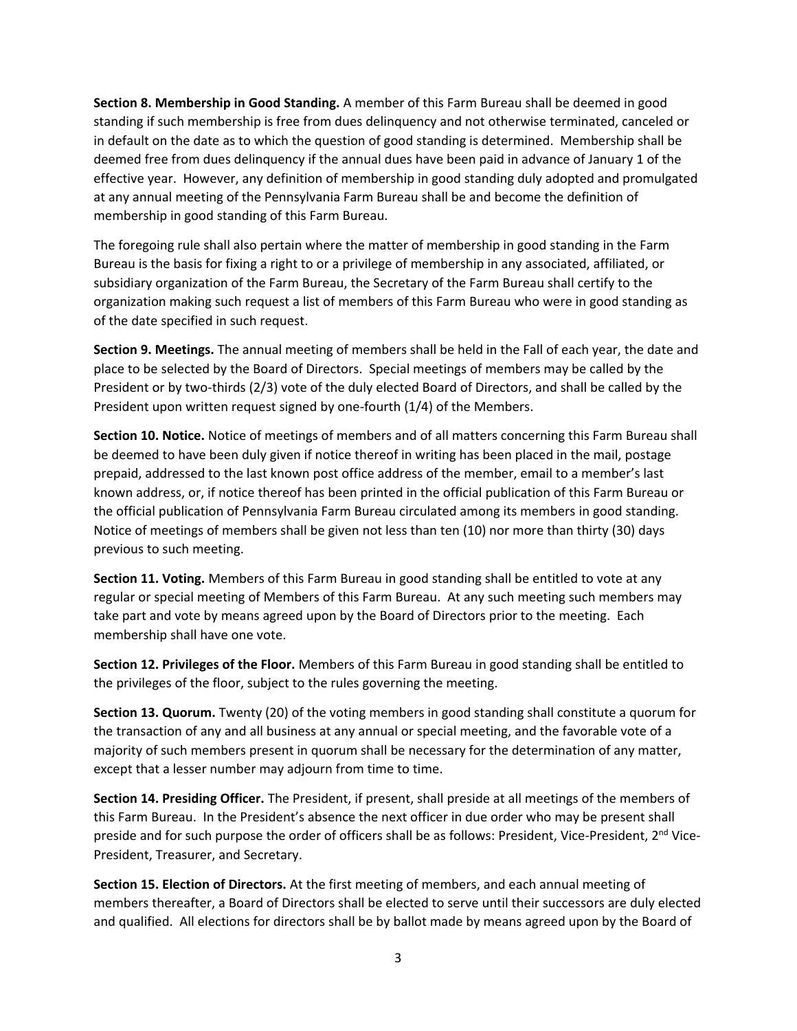**Section 8. Membership in Good Standing.** A member of this Farm Bureau shall be deemed in good standing if such membership is free from dues delinquency and not otherwise terminated, canceled or in default on the date as to which the question of good standing is determined. Membership shall be deemed free from dues delinquency if the annual dues have been paid in advance of January 1 of the effective year. However, any definition of membership in good standing duly adopted and promulgated at any annual meeting of the Pennsylvania Farm Bureau shall be and become the definition of membership in good standing of this Farm Bureau.

The foregoing rule shall also pertain where the matter of membership in good standing in the Farm Bureau is the basis for fixing a right to or a privilege of membership in any associated, affiliated, or subsidiary organization of the Farm Bureau, the Secretary of the Farm Bureau shall certify to the organization making such request a list of members of this Farm Bureau who were in good standing as of the date specified in such request.

**Section 9. Meetings.** The annual meeting of members shall be held in the Fall of each year, the date and place to be selected by the Board of Directors. Special meetings of members may be called by the President or by two-thirds (2/3) vote of the duly elected Board of Directors, and shall be called by the President upon written request signed by one-fourth (1/4) of the Members.

**Section 10. Notice.** Notice of meetings of members and of all matters concerning this Farm Bureau shall be deemed to have been duly given if notice thereof in writing has been placed in the mail, postage prepaid, addressed to the last known post office address of the member, email to a member's last known address, or, if notice thereof has been printed in the official publication of this Farm Bureau or the official publication of Pennsylvania Farm Bureau circulated among its members in good standing. Notice of meetings of members shall be given not less than ten (10) nor more than thirty (30) days previous to such meeting.

**Section 11. Voting.** Members of this Farm Bureau in good standing shall be entitled to vote at any regular or special meeting of Members of this Farm Bureau. At any such meeting such members may take part and vote by means agreed upon by the Board of Directors prior to the meeting. Each membership shall have one vote.

**Section 12. Privileges of the Floor.** Members of this Farm Bureau in good standing shall be entitled to the privileges of the floor, subject to the rules governing the meeting.

**Section 13. Quorum.** Twenty (20) of the voting members in good standing shall constitute a quorum for the transaction of any and all business at any annual or special meeting, and the favorable vote of a majority of such members present in quorum shall be necessary for the determination of any matter, except that a lesser number may adjourn from time to time.

**Section 14. Presiding Officer.** The President, if present, shall preside at all meetings of the members of this Farm Bureau. In the President's absence the next officer in due order who may be present shall preside and for such purpose the order of officers shall be as follows: President, Vice-President, 2nd Vice-President, Treasurer, and Secretary.

**Section 15. Election of Directors.** At the first meeting of members, and each annual meeting of members thereafter, a Board of Directors shall be elected to serve until their successors are duly elected and qualified. All elections for directors shall be by ballot made by means agreed upon by the Board of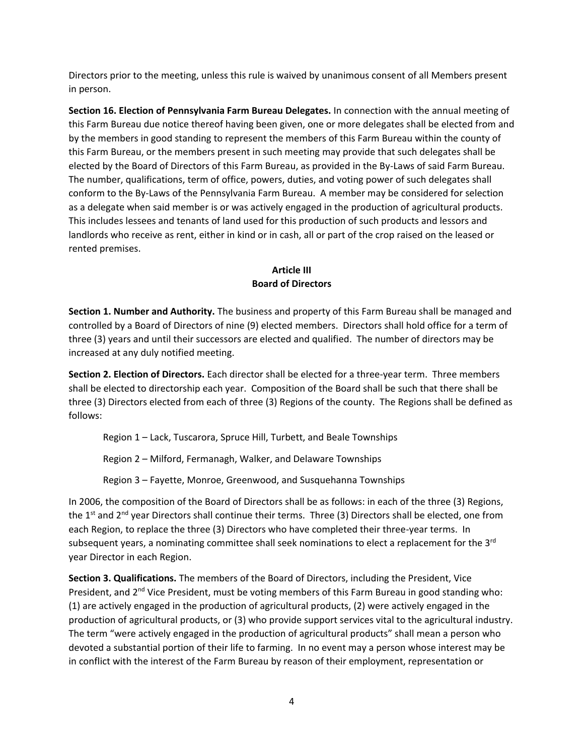Directors prior to the meeting, unless this rule is waived by unanimous consent of all Members present in person.

**Section 16. Election of Pennsylvania Farm Bureau Delegates.** In connection with the annual meeting of this Farm Bureau due notice thereof having been given, one or more delegates shall be elected from and by the members in good standing to represent the members of this Farm Bureau within the county of this Farm Bureau, or the members present in such meeting may provide that such delegates shall be elected by the Board of Directors of this Farm Bureau, as provided in the By-Laws of said Farm Bureau. The number, qualifications, term of office, powers, duties, and voting power of such delegates shall conform to the By-Laws of the Pennsylvania Farm Bureau. A member may be considered for selection as a delegate when said member is or was actively engaged in the production of agricultural products. This includes lessees and tenants of land used for this production of such products and lessors and landlords who receive as rent, either in kind or in cash, all or part of the crop raised on the leased or rented premises.

## Article III
## Board of Directors

**Section 1. Number and Authority.** The business and property of this Farm Bureau shall be managed and controlled by a Board of Directors of nine (9) elected members. Directors shall hold office for a term of three (3) years and until their successors are elected and qualified. The number of directors may be increased at any duly notified meeting.

**Section 2. Election of Directors.** Each director shall be elected for a three-year term. Three members shall be elected to directorship each year. Composition of the Board shall be such that there shall be three (3) Directors elected from each of three (3) Regions of the county. The Regions shall be defined as follows:

Region 1 – Lack, Tuscarora, Spruce Hill, Turbett, and Beale Townships

Region 2 – Milford, Fermanagh, Walker, and Delaware Townships

Region 3 – Fayette, Monroe, Greenwood, and Susquehanna Townships

In 2006, the composition of the Board of Directors shall be as follows: in each of the three (3) Regions, the 1st and 2nd year Directors shall continue their terms. Three (3) Directors shall be elected, one from each Region, to replace the three (3) Directors who have completed their three-year terms. In subsequent years, a nominating committee shall seek nominations to elect a replacement for the 3rd year Director in each Region.

**Section 3. Qualifications.** The members of the Board of Directors, including the President, Vice President, and 2nd Vice President, must be voting members of this Farm Bureau in good standing who: (1) are actively engaged in the production of agricultural products, (2) were actively engaged in the production of agricultural products, or (3) who provide support services vital to the agricultural industry. The term "were actively engaged in the production of agricultural products" shall mean a person who devoted a substantial portion of their life to farming. In no event may a person whose interest may be in conflict with the interest of the Farm Bureau by reason of their employment, representation or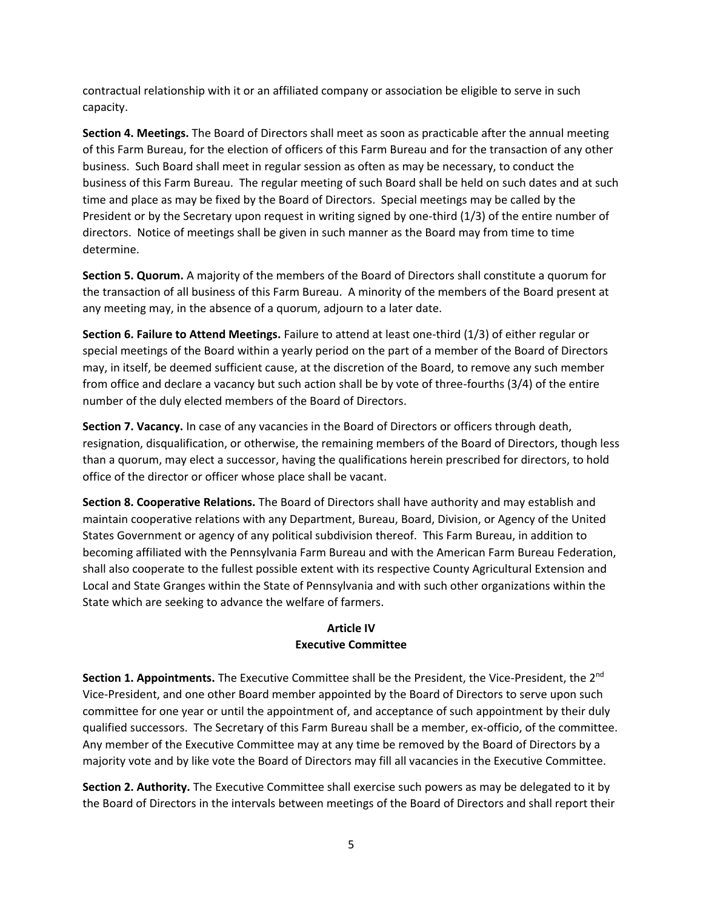contractual relationship with it or an affiliated company or association be eligible to serve in such capacity.

**Section 4. Meetings.** The Board of Directors shall meet as soon as practicable after the annual meeting of this Farm Bureau, for the election of officers of this Farm Bureau and for the transaction of any other business. Such Board shall meet in regular session as often as may be necessary, to conduct the business of this Farm Bureau. The regular meeting of such Board shall be held on such dates and at such time and place as may be fixed by the Board of Directors. Special meetings may be called by the President or by the Secretary upon request in writing signed by one-third (1/3) of the entire number of directors. Notice of meetings shall be given in such manner as the Board may from time to time determine.

**Section 5. Quorum.** A majority of the members of the Board of Directors shall constitute a quorum for the transaction of all business of this Farm Bureau. A minority of the members of the Board present at any meeting may, in the absence of a quorum, adjourn to a later date.

**Section 6. Failure to Attend Meetings.** Failure to attend at least one-third (1/3) of either regular or special meetings of the Board within a yearly period on the part of a member of the Board of Directors may, in itself, be deemed sufficient cause, at the discretion of the Board, to remove any such member from office and declare a vacancy but such action shall be by vote of three-fourths (3/4) of the entire number of the duly elected members of the Board of Directors.

**Section 7. Vacancy.** In case of any vacancies in the Board of Directors or officers through death, resignation, disqualification, or otherwise, the remaining members of the Board of Directors, though less than a quorum, may elect a successor, having the qualifications herein prescribed for directors, to hold office of the director or officer whose place shall be vacant.

**Section 8. Cooperative Relations.** The Board of Directors shall have authority and may establish and maintain cooperative relations with any Department, Bureau, Board, Division, or Agency of the United States Government or agency of any political subdivision thereof. This Farm Bureau, in addition to becoming affiliated with the Pennsylvania Farm Bureau and with the American Farm Bureau Federation, shall also cooperate to the fullest possible extent with its respective County Agricultural Extension and Local and State Granges within the State of Pennsylvania and with such other organizations within the State which are seeking to advance the welfare of farmers.

## Article IV
## Executive Committee

**Section 1. Appointments.** The Executive Committee shall be the President, the Vice-President, the 2nd Vice-President, and one other Board member appointed by the Board of Directors to serve upon such committee for one year or until the appointment of, and acceptance of such appointment by their duly qualified successors. The Secretary of this Farm Bureau shall be a member, ex-officio, of the committee. Any member of the Executive Committee may at any time be removed by the Board of Directors by a majority vote and by like vote the Board of Directors may fill all vacancies in the Executive Committee.

**Section 2. Authority.** The Executive Committee shall exercise such powers as may be delegated to it by the Board of Directors in the intervals between meetings of the Board of Directors and shall report their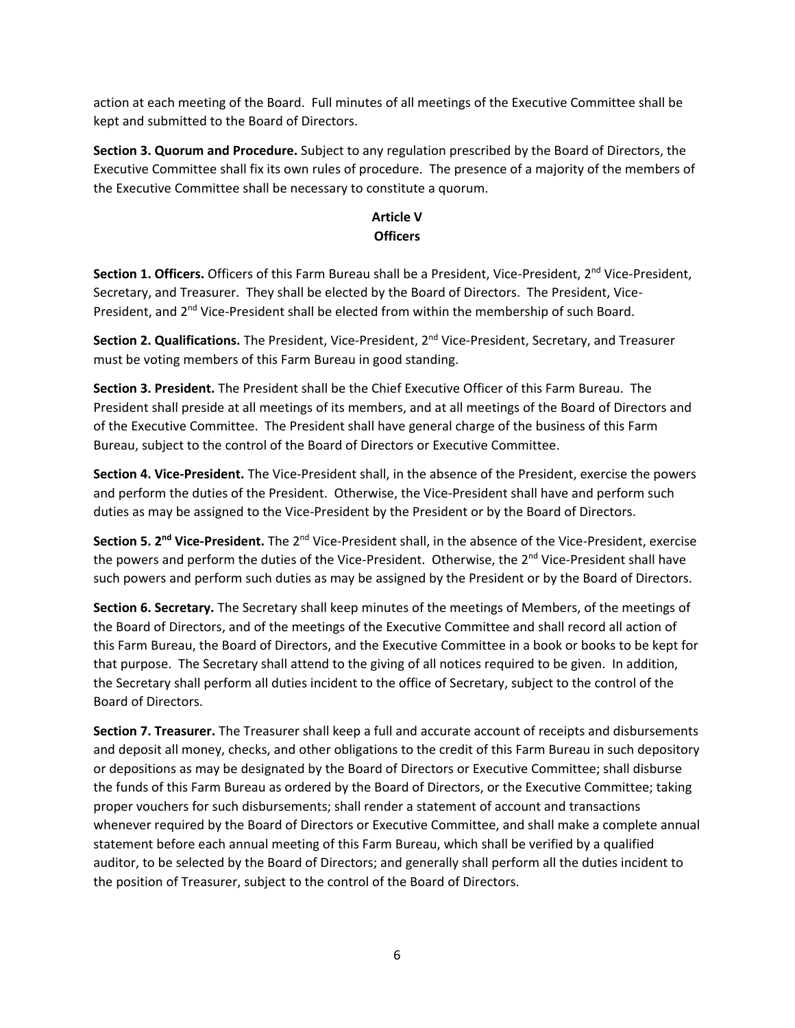action at each meeting of the Board. Full minutes of all meetings of the Executive Committee shall be kept and submitted to the Board of Directors.

**Section 3. Quorum and Procedure.** Subject to any regulation prescribed by the Board of Directors, the Executive Committee shall fix its own rules of procedure. The presence of a majority of the members of the Executive Committee shall be necessary to constitute a quorum.

## Article V
## Officers

**Section 1. Officers.** Officers of this Farm Bureau shall be a President, Vice-President, 2nd Vice-President, Secretary, and Treasurer. They shall be elected by the Board of Directors. The President, Vice-President, and 2nd Vice-President shall be elected from within the membership of such Board.

**Section 2. Qualifications.** The President, Vice-President, 2nd Vice-President, Secretary, and Treasurer must be voting members of this Farm Bureau in good standing.

**Section 3. President.** The President shall be the Chief Executive Officer of this Farm Bureau. The President shall preside at all meetings of its members, and at all meetings of the Board of Directors and of the Executive Committee. The President shall have general charge of the business of this Farm Bureau, subject to the control of the Board of Directors or Executive Committee.

**Section 4. Vice-President.** The Vice-President shall, in the absence of the President, exercise the powers and perform the duties of the President. Otherwise, the Vice-President shall have and perform such duties as may be assigned to the Vice-President by the President or by the Board of Directors.

**Section 5. 2nd Vice-President.** The 2nd Vice-President shall, in the absence of the Vice-President, exercise the powers and perform the duties of the Vice-President. Otherwise, the 2nd Vice-President shall have such powers and perform such duties as may be assigned by the President or by the Board of Directors.

**Section 6. Secretary.** The Secretary shall keep minutes of the meetings of Members, of the meetings of the Board of Directors, and of the meetings of the Executive Committee and shall record all action of this Farm Bureau, the Board of Directors, and the Executive Committee in a book or books to be kept for that purpose. The Secretary shall attend to the giving of all notices required to be given. In addition, the Secretary shall perform all duties incident to the office of Secretary, subject to the control of the Board of Directors.

**Section 7. Treasurer.** The Treasurer shall keep a full and accurate account of receipts and disbursements and deposit all money, checks, and other obligations to the credit of this Farm Bureau in such depository or depositions as may be designated by the Board of Directors or Executive Committee; shall disburse the funds of this Farm Bureau as ordered by the Board of Directors, or the Executive Committee; taking proper vouchers for such disbursements; shall render a statement of account and transactions whenever required by the Board of Directors or Executive Committee, and shall make a complete annual statement before each annual meeting of this Farm Bureau, which shall be verified by a qualified auditor, to be selected by the Board of Directors; and generally shall perform all the duties incident to the position of Treasurer, subject to the control of the Board of Directors.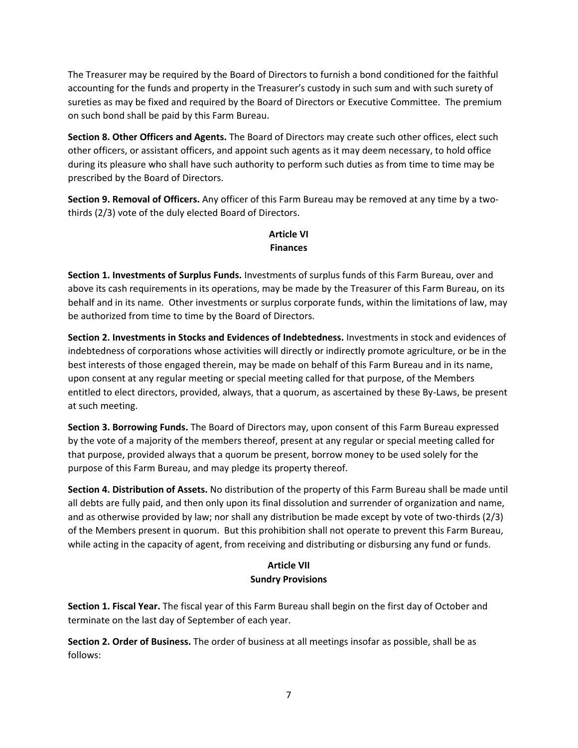The Treasurer may be required by the Board of Directors to furnish a bond conditioned for the faithful accounting for the funds and property in the Treasurer's custody in such sum and with such surety of sureties as may be fixed and required by the Board of Directors or Executive Committee. The premium on such bond shall be paid by this Farm Bureau.

**Section 8. Other Officers and Agents.** The Board of Directors may create such other offices, elect such other officers, or assistant officers, and appoint such agents as it may deem necessary, to hold office during its pleasure who shall have such authority to perform such duties as from time to time may be prescribed by the Board of Directors.

**Section 9. Removal of Officers.** Any officer of this Farm Bureau may be removed at any time by a two-thirds (2/3) vote of the duly elected Board of Directors.

## Article VI
## Finances

**Section 1. Investments of Surplus Funds.** Investments of surplus funds of this Farm Bureau, over and above its cash requirements in its operations, may be made by the Treasurer of this Farm Bureau, on its behalf and in its name. Other investments or surplus corporate funds, within the limitations of law, may be authorized from time to time by the Board of Directors.

**Section 2. Investments in Stocks and Evidences of Indebtedness.** Investments in stock and evidences of indebtedness of corporations whose activities will directly or indirectly promote agriculture, or be in the best interests of those engaged therein, may be made on behalf of this Farm Bureau and in its name, upon consent at any regular meeting or special meeting called for that purpose, of the Members entitled to elect directors, provided, always, that a quorum, as ascertained by these By-Laws, be present at such meeting.

**Section 3. Borrowing Funds.** The Board of Directors may, upon consent of this Farm Bureau expressed by the vote of a majority of the members thereof, present at any regular or special meeting called for that purpose, provided always that a quorum be present, borrow money to be used solely for the purpose of this Farm Bureau, and may pledge its property thereof.

**Section 4. Distribution of Assets.** No distribution of the property of this Farm Bureau shall be made until all debts are fully paid, and then only upon its final dissolution and surrender of organization and name, and as otherwise provided by law; nor shall any distribution be made except by vote of two-thirds (2/3) of the Members present in quorum. But this prohibition shall not operate to prevent this Farm Bureau, while acting in the capacity of agent, from receiving and distributing or disbursing any fund or funds.

## Article VII
## Sundry Provisions

**Section 1. Fiscal Year.** The fiscal year of this Farm Bureau shall begin on the first day of October and terminate on the last day of September of each year.

**Section 2. Order of Business.** The order of business at all meetings insofar as possible, shall be as follows: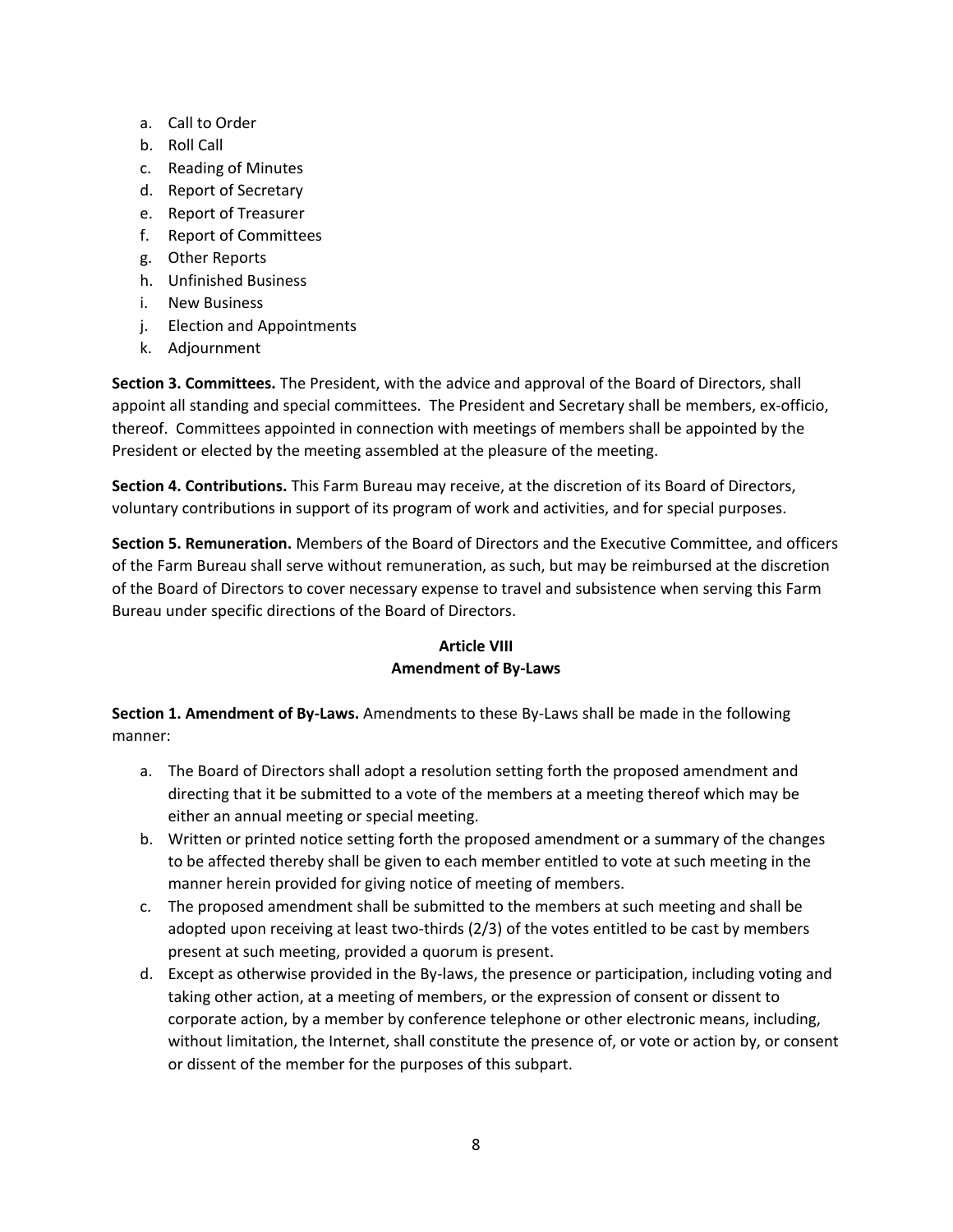a. Call to Order
b. Roll Call
c. Reading of Minutes
d. Report of Secretary
e. Report of Treasurer
f. Report of Committees
g. Other Reports
h. Unfinished Business
i. New Business
j. Election and Appointments
k. Adjournment

**Section 3. Committees.** The President, with the advice and approval of the Board of Directors, shall appoint all standing and special committees. The President and Secretary shall be members, ex-officio, thereof. Committees appointed in connection with meetings of members shall be appointed by the President or elected by the meeting assembled at the pleasure of the meeting.

**Section 4. Contributions.** This Farm Bureau may receive, at the discretion of its Board of Directors, voluntary contributions in support of its program of work and activities, and for special purposes.

**Section 5. Remuneration.** Members of the Board of Directors and the Executive Committee, and officers of the Farm Bureau shall serve without remuneration, as such, but may be reimbursed at the discretion of the Board of Directors to cover necessary expense to travel and subsistence when serving this Farm Bureau under specific directions of the Board of Directors.

## Article VIII
## Amendment of By-Laws

**Section 1. Amendment of By-Laws.** Amendments to these By-Laws shall be made in the following manner:

a. The Board of Directors shall adopt a resolution setting forth the proposed amendment and directing that it be submitted to a vote of the members at a meeting thereof which may be either an annual meeting or special meeting.
b. Written or printed notice setting forth the proposed amendment or a summary of the changes to be affected thereby shall be given to each member entitled to vote at such meeting in the manner herein provided for giving notice of meeting of members.
c. The proposed amendment shall be submitted to the members at such meeting and shall be adopted upon receiving at least two-thirds (2/3) of the votes entitled to be cast by members present at such meeting, provided a quorum is present.
d. Except as otherwise provided in the By-laws, the presence or participation, including voting and taking other action, at a meeting of members, or the expression of consent or dissent to corporate action, by a member by conference telephone or other electronic means, including, without limitation, the Internet, shall constitute the presence of, or vote or action by, or consent or dissent of the member for the purposes of this subpart.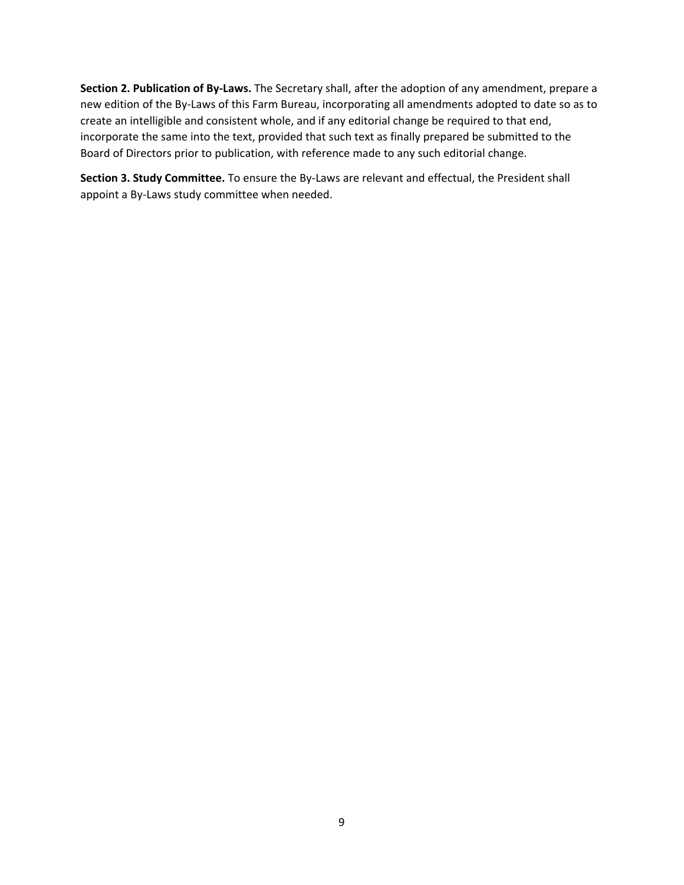**Section 2. Publication of By-Laws.** The Secretary shall, after the adoption of any amendment, prepare a new edition of the By-Laws of this Farm Bureau, incorporating all amendments adopted to date so as to create an intelligible and consistent whole, and if any editorial change be required to that end, incorporate the same into the text, provided that such text as finally prepared be submitted to the Board of Directors prior to publication, with reference made to any such editorial change.

**Section 3. Study Committee.** To ensure the By-Laws are relevant and effectual, the President shall appoint a By-Laws study committee when needed.